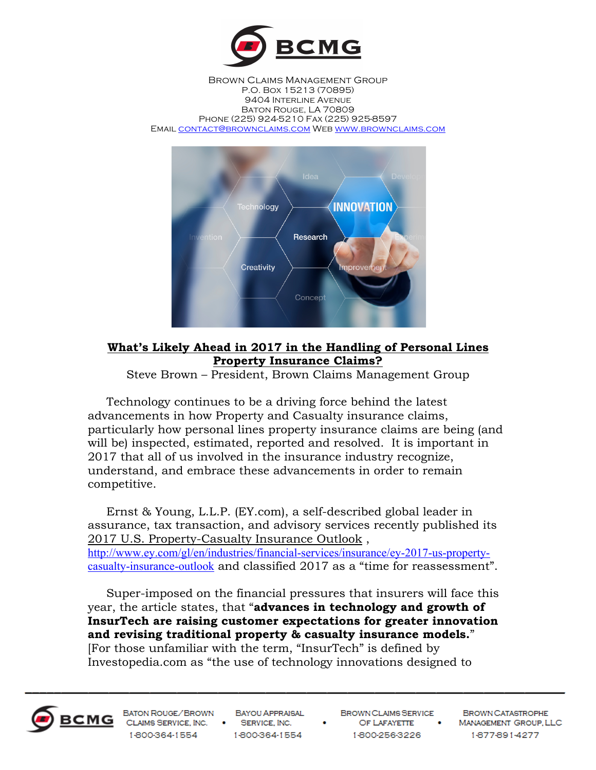BCMG

Brown Claims Management Group
P.O. Box 15213 (70895)
9404 Interline Avenue
Baton Rouge, LA 70809
Phone (225) 924-5210 Fax (225) 925-8597
Email contact@brownclaims.com Web www.brownclaims.com

## What's Likely Ahead in 2017 in the Handling of Personal Lines Property Insurance Claims?

Steve Brown – President, Brown Claims Management Group

Technology continues to be a driving force behind the latest advancements in how Property and Casualty insurance claims, particularly how personal lines property insurance claims are being (and will be) inspected, estimated, reported and resolved. It is important in 2017 that all of us involved in the insurance industry recognize, understand, and embrace these advancements in order to remain competitive.

Ernst & Young, L.L.P. (EY.com), a self-described global leader in assurance, tax transaction, and advisory services recently published its 2017 U.S. Property-Casualty Insurance Outlook , http://www.ey.com/gl/en/industries/financial-services/insurance/ey-2017-us-property-casualty-insurance-outlook and classified 2017 as a "time for reassessment".

Super-imposed on the financial pressures that insurers will face this year, the article states, that "**advances in technology and growth of InsurTech are raising customer expectations for greater innovation and revising traditional property & casualty insurance models.**" [For those unfamiliar with the term, "InsurTech" is defined by Investopedia.com as "the use of technology innovations designed to

BCMG — Baton Rouge/Brown Claims Service, Inc. 1-800-364-1554 • Bayou Appraisal Service, Inc. 1-800-364-1554 • Brown Claims Service of Lafayette 1-800-256-3226 • Brown Catastrophe Management Group, LLC 1-877-891-4277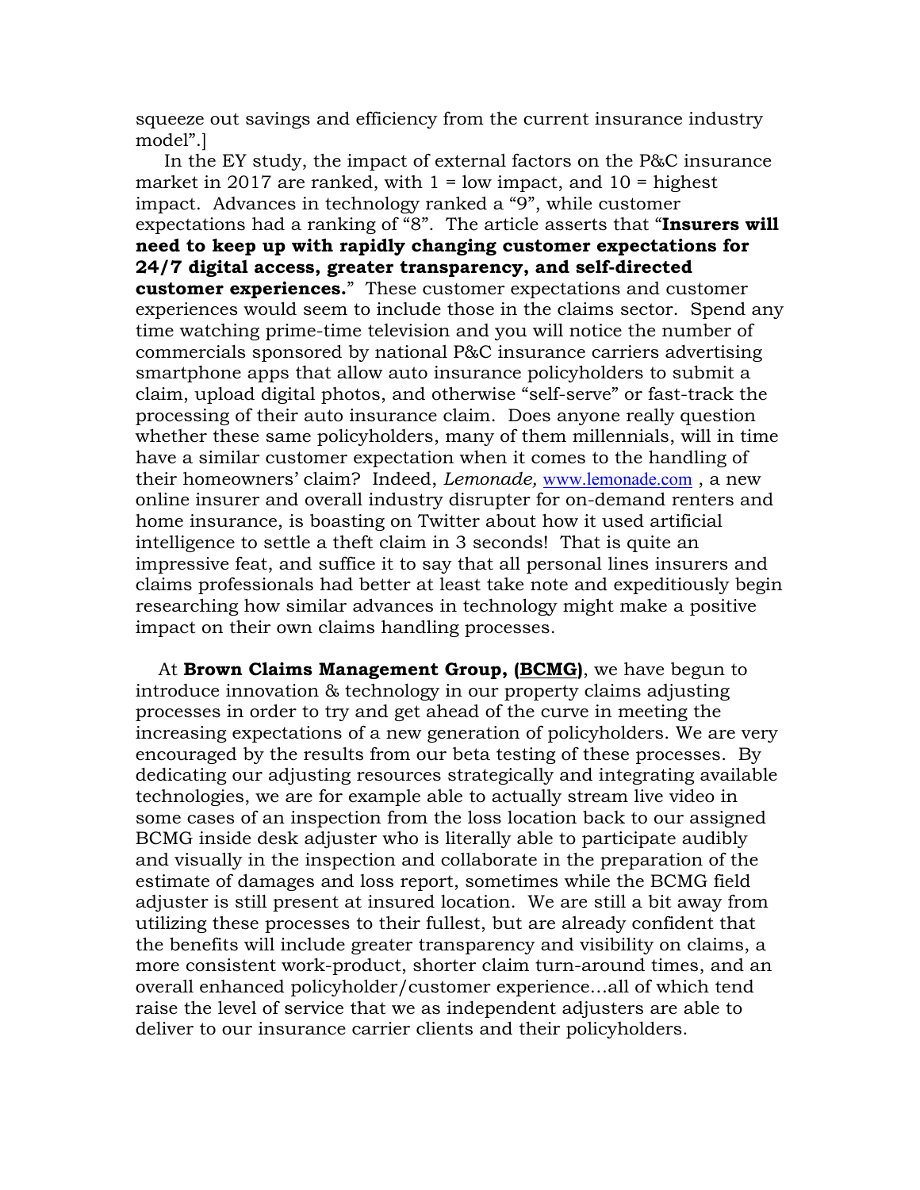squeeze out savings and efficiency from the current insurance industry model".]

In the EY study, the impact of external factors on the P&C insurance market in 2017 are ranked, with 1 = low impact, and 10 = highest impact. Advances in technology ranked a "9", while customer expectations had a ranking of "8". The article asserts that "**Insurers will need to keep up with rapidly changing customer expectations for 24/7 digital access, greater transparency, and self-directed customer experiences.**" These customer expectations and customer experiences would seem to include those in the claims sector. Spend any time watching prime-time television and you will notice the number of commercials sponsored by national P&C insurance carriers advertising smartphone apps that allow auto insurance policyholders to submit a claim, upload digital photos, and otherwise "self-serve" or fast-track the processing of their auto insurance claim. Does anyone really question whether these same policyholders, many of them millennials, will in time have a similar customer expectation when it comes to the handling of their homeowners' claim? Indeed, *Lemonade,* www.lemonade.com , a new online insurer and overall industry disrupter for on-demand renters and home insurance, is boasting on Twitter about how it used artificial intelligence to settle a theft claim in 3 seconds! That is quite an impressive feat, and suffice it to say that all personal lines insurers and claims professionals had better at least take note and expeditiously begin researching how similar advances in technology might make a positive impact on their own claims handling processes.

At **Brown Claims Management Group, (BCMG)**, we have begun to introduce innovation & technology in our property claims adjusting processes in order to try and get ahead of the curve in meeting the increasing expectations of a new generation of policyholders. We are very encouraged by the results from our beta testing of these processes. By dedicating our adjusting resources strategically and integrating available technologies, we are for example able to actually stream live video in some cases of an inspection from the loss location back to our assigned BCMG inside desk adjuster who is literally able to participate audibly and visually in the inspection and collaborate in the preparation of the estimate of damages and loss report, sometimes while the BCMG field adjuster is still present at insured location. We are still a bit away from utilizing these processes to their fullest, but are already confident that the benefits will include greater transparency and visibility on claims, a more consistent work-product, shorter claim turn-around times, and an overall enhanced policyholder/customer experience…all of which tend raise the level of service that we as independent adjusters are able to deliver to our insurance carrier clients and their policyholders.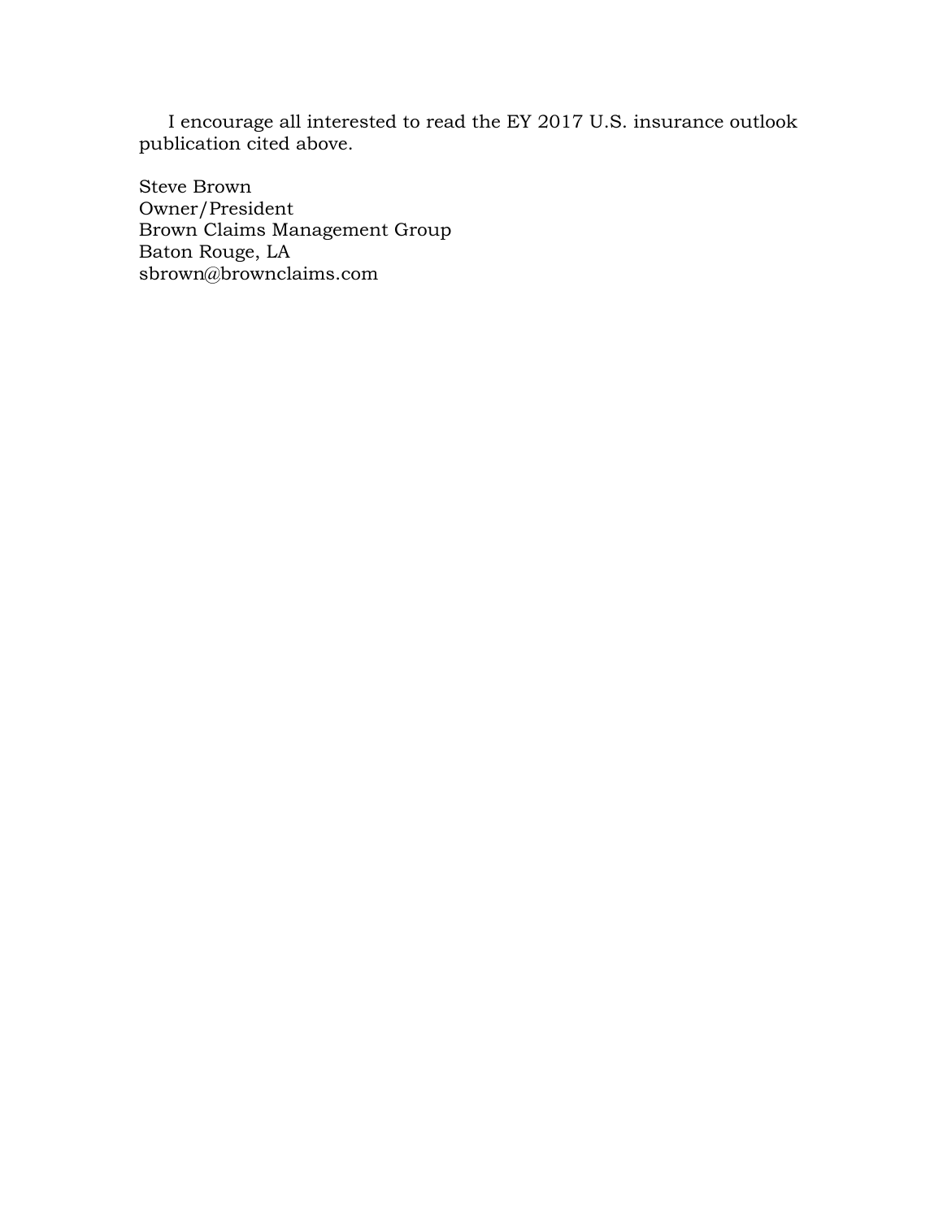I encourage all interested to read the EY 2017 U.S. insurance outlook publication cited above.

Steve Brown
Owner/President
Brown Claims Management Group
Baton Rouge, LA
sbrown@brownclaims.com